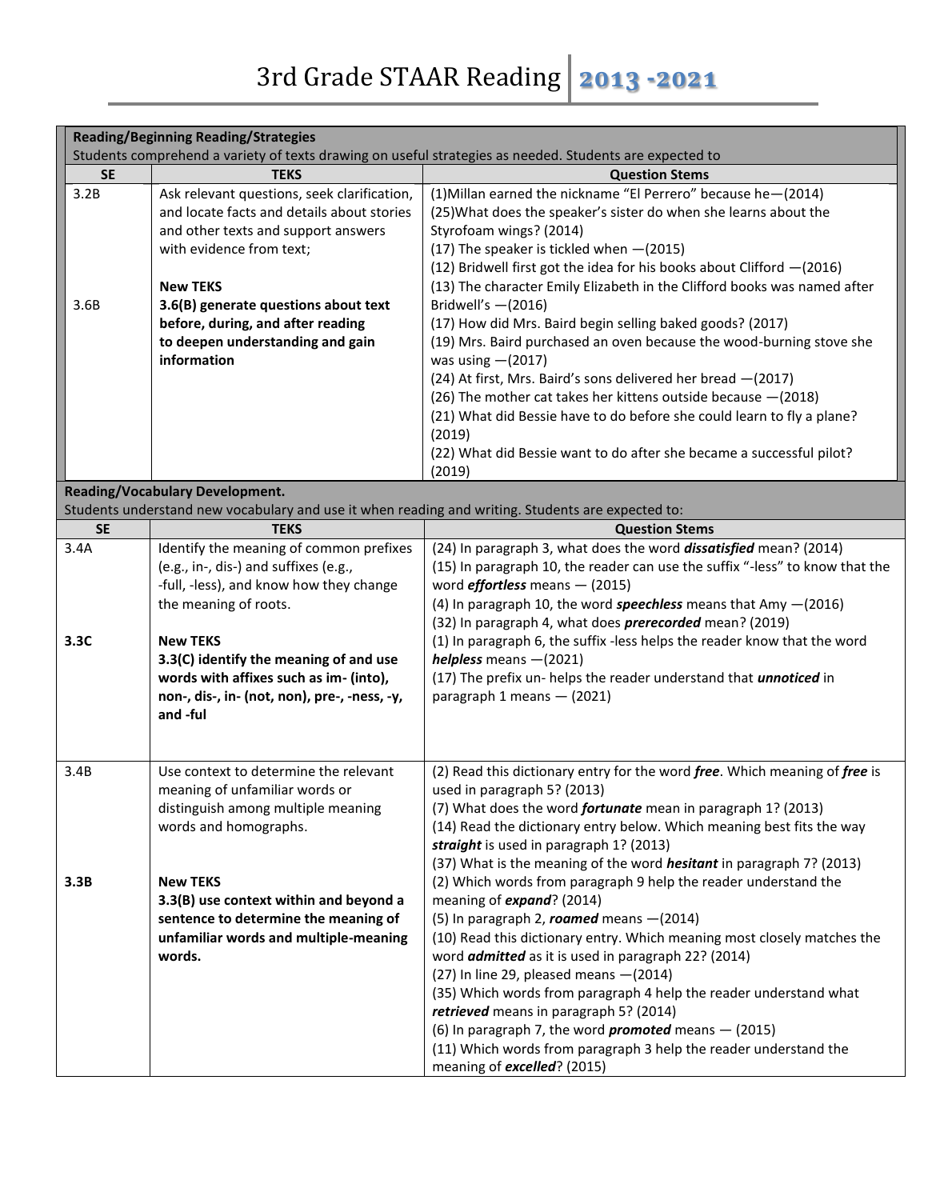# 3rd Grade STAAR Reading | 2013 -2021

**Reading/Beginning Reading/Strategies**
Students comprehend a variety of texts drawing on useful strategies as needed. Students are expected to

| SE | TEKS | Question Stems |
|---|---|---|
| 3.2B<br><br><br><br><br>3.6B | Ask relevant questions, seek clarification, and locate facts and details about stories and other texts and support answers with evidence from text;<br><br>**New TEKS**<br>**3.6(B) generate questions about text before, during, and after reading to deepen understanding and gain information** | (1)Millan earned the nickname "El Perrero" because he—(2014)<br>(25)What does the speaker's sister do when she learns about the Styrofoam wings? (2014)<br>(17) The speaker is tickled when —(2015)<br>(12) Bridwell first got the idea for his books about Clifford —(2016)<br>(13) The character Emily Elizabeth in the Clifford books was named after Bridwell's —(2016)<br>(17) How did Mrs. Baird begin selling baked goods? (2017)<br>(19) Mrs. Baird purchased an oven because the wood-burning stove she was using —(2017)<br>(24) At first, Mrs. Baird's sons delivered her bread —(2017)<br>(26) The mother cat takes her kittens outside because —(2018)<br>(21) What did Bessie have to do before she could learn to fly a plane? (2019)<br>(22) What did Bessie want to do after she became a successful pilot? (2019) |

**Reading/Vocabulary Development.**
Students understand new vocabulary and use it when reading and writing. Students are expected to:

| SE | TEKS | Question Stems |
|---|---|---|
| 3.4A<br><br><br><br><br>**3.3C** | Identify the meaning of common prefixes (e.g., in-, dis-) and suffixes (e.g., -full, -less), and know how they change the meaning of roots.<br><br>**New TEKS**<br>**3.3(C) identify the meaning of and use words with affixes such as im- (into), non-, dis-, in- (not, non), pre-, -ness, -y, and -ful** | (24) In paragraph 3, what does the word ***dissatisfied*** mean? (2014)<br>(15) In paragraph 10, the reader can use the suffix "-less" to know that the word ***effortless*** means — (2015)<br>(4) In paragraph 10, the word ***speechless*** means that Amy —(2016)<br>(32) In paragraph 4, what does ***prerecorded*** mean? (2019)<br>(1) In paragraph 6, the suffix -less helps the reader know that the word ***helpless*** means —(2021)<br>(17) The prefix un- helps the reader understand that ***unnoticed*** in paragraph 1 means — (2021) |
| 3.4B<br><br><br><br><br><br>**3.3B** | Use context to determine the relevant meaning of unfamiliar words or distinguish among multiple meaning words and homographs.<br><br>**New TEKS**<br>**3.3(B) use context within and beyond a sentence to determine the meaning of unfamiliar words and multiple-meaning words.** | (2) Read this dictionary entry for the word ***free***. Which meaning of ***free*** is used in paragraph 5? (2013)<br>(7) What does the word ***fortunate*** mean in paragraph 1? (2013)<br>(14) Read the dictionary entry below. Which meaning best fits the way ***straight*** is used in paragraph 1? (2013)<br>(37) What is the meaning of the word ***hesitant*** in paragraph 7? (2013)<br>(2) Which words from paragraph 9 help the reader understand the meaning of ***expand***? (2014)<br>(5) In paragraph 2, ***roamed*** means —(2014)<br>(10) Read this dictionary entry. Which meaning most closely matches the word ***admitted*** as it is used in paragraph 22? (2014)<br>(27) In line 29, pleased means —(2014)<br>(35) Which words from paragraph 4 help the reader understand what ***retrieved*** means in paragraph 5? (2014)<br>(6) In paragraph 7, the word ***promoted*** means — (2015)<br>(11) Which words from paragraph 3 help the reader understand the meaning of ***excelled***? (2015) |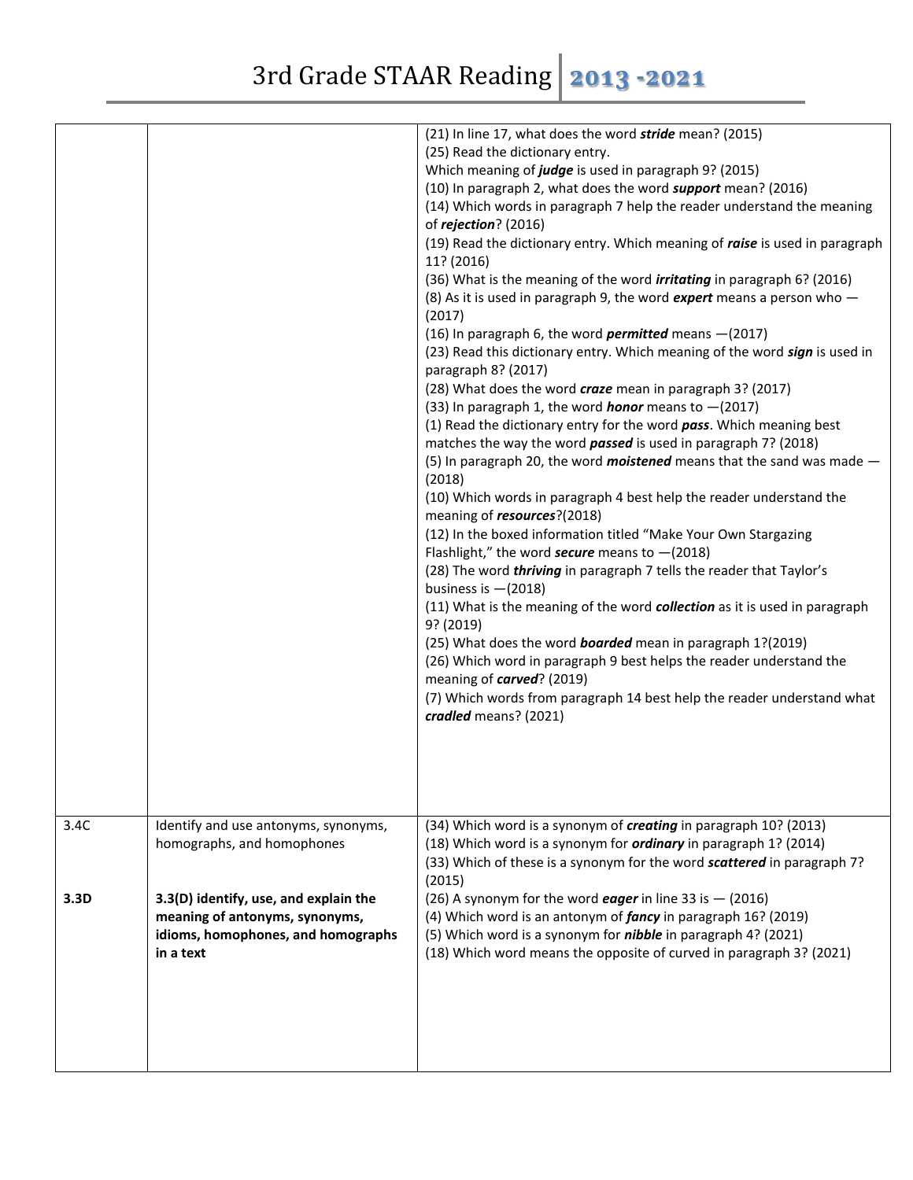| | | |
|---|---|---|
| | | (21) In line 17, what does the word ***stride*** mean? (2015)<br>(25) Read the dictionary entry.<br>Which meaning of ***judge*** is used in paragraph 9? (2015)<br>(10) In paragraph 2, what does the word ***support*** mean? (2016)<br>(14) Which words in paragraph 7 help the reader understand the meaning of ***rejection***? (2016)<br>(19) Read the dictionary entry. Which meaning of ***raise*** is used in paragraph 11? (2016)<br>(36) What is the meaning of the word ***irritating*** in paragraph 6? (2016)<br>(8) As it is used in paragraph 9, the word ***expert*** means a person who — (2017)<br>(16) In paragraph 6, the word ***permitted*** means —(2017)<br>(23) Read this dictionary entry. Which meaning of the word ***sign*** is used in paragraph 8? (2017)<br>(28) What does the word ***craze*** mean in paragraph 3? (2017)<br>(33) In paragraph 1, the word ***honor*** means to —(2017)<br>(1) Read the dictionary entry for the word ***pass***. Which meaning best matches the way the word ***passed*** is used in paragraph 7? (2018)<br>(5) In paragraph 20, the word ***moistened*** means that the sand was made — (2018)<br>(10) Which words in paragraph 4 best help the reader understand the meaning of ***resources***?(2018)<br>(12) In the boxed information titled "Make Your Own Stargazing Flashlight," the word ***secure*** means to —(2018)<br>(28) The word ***thriving*** in paragraph 7 tells the reader that Taylor's business is —(2018)<br>(11) What is the meaning of the word ***collection*** as it is used in paragraph 9? (2019)<br>(25) What does the word ***boarded*** mean in paragraph 1?(2019)<br>(26) Which word in paragraph 9 best helps the reader understand the meaning of ***carved***? (2019)<br>(7) Which words from paragraph 14 best help the reader understand what ***cradled*** means? (2021) |
| 3.4C<br><br>**3.3D** | Identify and use antonyms, synonyms, homographs, and homophones<br><br>**3.3(D) identify, use, and explain the meaning of antonyms, synonyms, idioms, homophones, and homographs in a text** | (34) Which word is a synonym of ***creating*** in paragraph 10? (2013)<br>(18) Which word is a synonym for ***ordinary*** in paragraph 1? (2014)<br>(33) Which of these is a synonym for the word ***scattered*** in paragraph 7? (2015)<br>(26) A synonym for the word ***eager*** in line 33 is — (2016)<br>(4) Which word is an antonym of ***fancy*** in paragraph 16? (2019)<br>(5) Which word is a synonym for ***nibble*** in paragraph 4? (2021)<br>(18) Which word means the opposite of curved in paragraph 3? (2021) |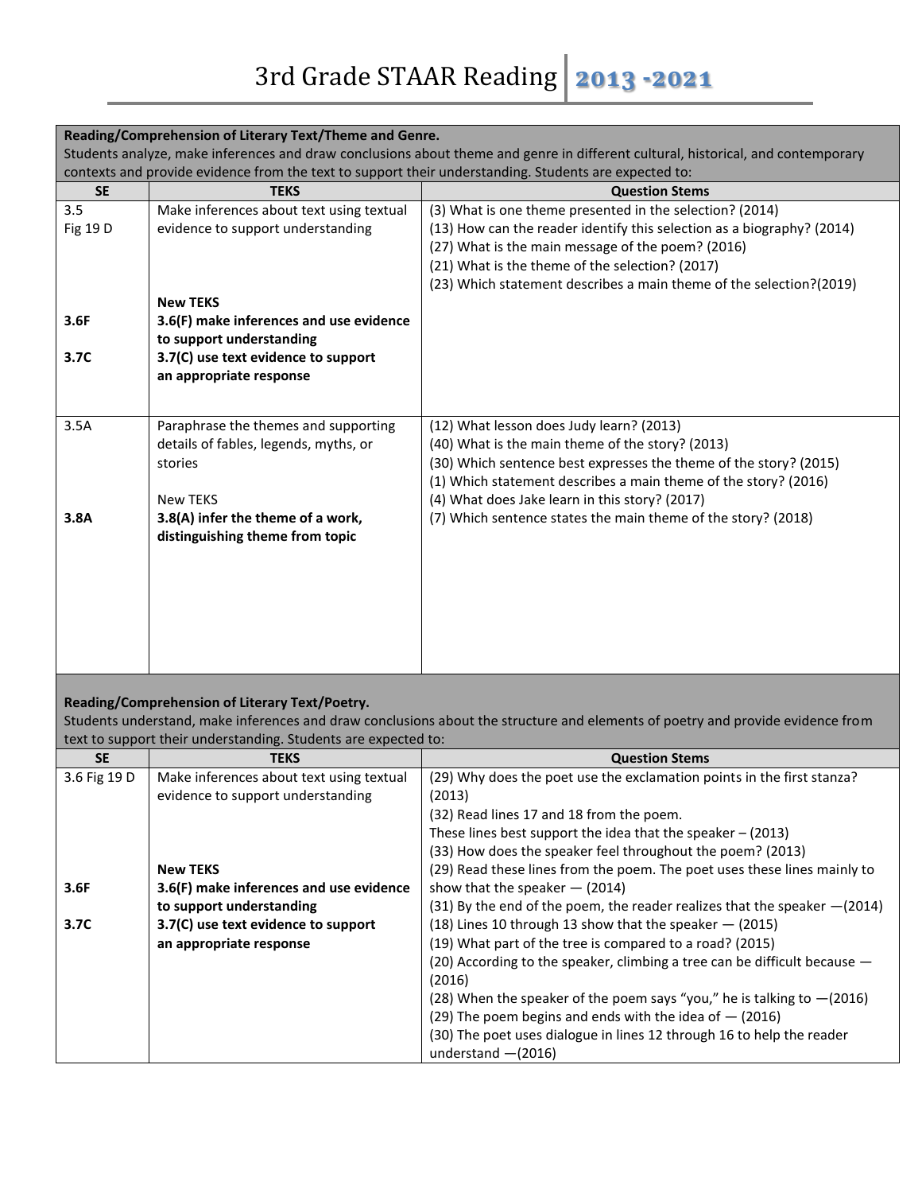# 3rd Grade STAAR Reading 2013 -2021

**Reading/Comprehension of Literary Text/Theme and Genre.**
Students analyze, make inferences and draw conclusions about theme and genre in different cultural, historical, and contemporary contexts and provide evidence from the text to support their understanding. Students are expected to:

| SE | TEKS | Question Stems |
|---|---|---|
| 3.5<br>Fig 19 D<br><br>**3.6F**<br><br>**3.7C** | Make inferences about text using textual evidence to support understanding<br><br>**New TEKS**<br>**3.6(F) make inferences and use evidence to support understanding**<br>**3.7(C) use text evidence to support an appropriate response** | (3) What is one theme presented in the selection? (2014)<br>(13) How can the reader identify this selection as a biography? (2014)<br>(27) What is the main message of the poem? (2016)<br>(21) What is the theme of the selection? (2017)<br>(23) Which statement describes a main theme of the selection?(2019) |
| 3.5A<br><br>**3.8A** | Paraphrase the themes and supporting details of fables, legends, myths, or stories<br><br>New TEKS<br>**3.8(A) infer the theme of a work, distinguishing theme from topic** | (12) What lesson does Judy learn? (2013)<br>(40) What is the main theme of the story? (2013)<br>(30) Which sentence best expresses the theme of the story? (2015)<br>(1) Which statement describes a main theme of the story? (2016)<br>(4) What does Jake learn in this story? (2017)<br>(7) Which sentence states the main theme of the story? (2018) |

**Reading/Comprehension of Literary Text/Poetry.**
Students understand, make inferences and draw conclusions about the structure and elements of poetry and provide evidence from text to support their understanding. Students are expected to:

| SE | TEKS | Question Stems |
|---|---|---|
| 3.6 Fig 19 D<br><br>**3.6F**<br><br>**3.7C** | Make inferences about text using textual evidence to support understanding<br><br>**New TEKS**<br>**3.6(F) make inferences and use evidence to support understanding**<br>**3.7(C) use text evidence to support an appropriate response** | (29) Why does the poet use the exclamation points in the first stanza? (2013)<br>(32) Read lines 17 and 18 from the poem.<br>These lines best support the idea that the speaker – (2013)<br>(33) How does the speaker feel throughout the poem? (2013)<br>(29) Read these lines from the poem. The poet uses these lines mainly to show that the speaker — (2014)<br>(31) By the end of the poem, the reader realizes that the speaker —(2014)<br>(18) Lines 10 through 13 show that the speaker — (2015)<br>(19) What part of the tree is compared to a road? (2015)<br>(20) According to the speaker, climbing a tree can be difficult because — (2016)<br>(28) When the speaker of the poem says "you," he is talking to —(2016)<br>(29) The poem begins and ends with the idea of — (2016)<br>(30) The poet uses dialogue in lines 12 through 16 to help the reader understand —(2016) |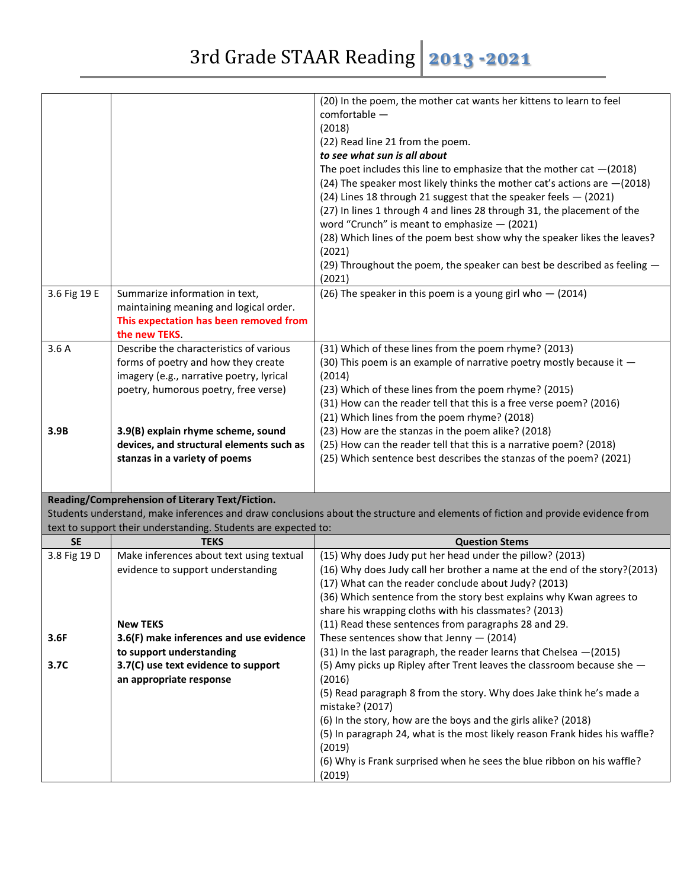| | | |
|---|---|---|
| | | (20) In the poem, the mother cat wants her kittens to learn to feel comfortable — (2018)<br>(22) Read line 21 from the poem.<br>***to see what sun is all about***<br>The poet includes this line to emphasize that the mother cat —(2018)<br>(24) The speaker most likely thinks the mother cat's actions are —(2018)<br>(24) Lines 18 through 21 suggest that the speaker feels — (2021)<br>(27) In lines 1 through 4 and lines 28 through 31, the placement of the word "Crunch" is meant to emphasize — (2021)<br>(28) Which lines of the poem best show why the speaker likes the leaves? (2021)<br>(29) Throughout the poem, the speaker can best be described as feeling — (2021) |
| 3.6 Fig 19 E | Summarize information in text, maintaining meaning and logical order. This expectation has been removed from the new TEKS. | (26) The speaker in this poem is a young girl who — (2014) |
| 3.6 A<br><br>**3.9B** | Describe the characteristics of various forms of poetry and how they create imagery (e.g., narrative poetry, lyrical poetry, humorous poetry, free verse)<br><br>**3.9(B) explain rhyme scheme, sound devices, and structural elements such as stanzas in a variety of poems** | (31) Which of these lines from the poem rhyme? (2013)<br>(30) This poem is an example of narrative poetry mostly because it — (2014)<br>(23) Which of these lines from the poem rhyme? (2015)<br>(31) How can the reader tell that this is a free verse poem? (2016)<br>(21) Which lines from the poem rhyme? (2018)<br>(23) How are the stanzas in the poem alike? (2018)<br>(25) How can the reader tell that this is a narrative poem? (2018)<br>(25) Which sentence best describes the stanzas of the poem? (2021) |
| **Reading/Comprehension of Literary Text/Fiction.** Students understand, make inferences and draw conclusions about the structure and elements of fiction and provide evidence from text to support their understanding. Students are expected to: | | |
| **SE** | **TEKS** | **Question Stems** |
| 3.8 Fig 19 D<br><br>**3.6F**<br>**3.7C** | Make inferences about text using textual evidence to support understanding<br><br>**New TEKS**<br>**3.6(F) make inferences and use evidence to support understanding**<br>**3.7(C) use text evidence to support an appropriate response** | (15) Why does Judy put her head under the pillow? (2013)<br>(16) Why does Judy call her brother a name at the end of the story?(2013)<br>(17) What can the reader conclude about Judy? (2013)<br>(36) Which sentence from the story best explains why Kwan agrees to share his wrapping cloths with his classmates? (2013)<br>(11) Read these sentences from paragraphs 28 and 29.<br>These sentences show that Jenny — (2014)<br>(31) In the last paragraph, the reader learns that Chelsea —(2015)<br>(5) Amy picks up Ripley after Trent leaves the classroom because she — (2016)<br>(5) Read paragraph 8 from the story. Why does Jake think he's made a mistake? (2017)<br>(6) In the story, how are the boys and the girls alike? (2018)<br>(5) In paragraph 24, what is the most likely reason Frank hides his waffle? (2019)<br>(6) Why is Frank surprised when he sees the blue ribbon on his waffle? (2019) |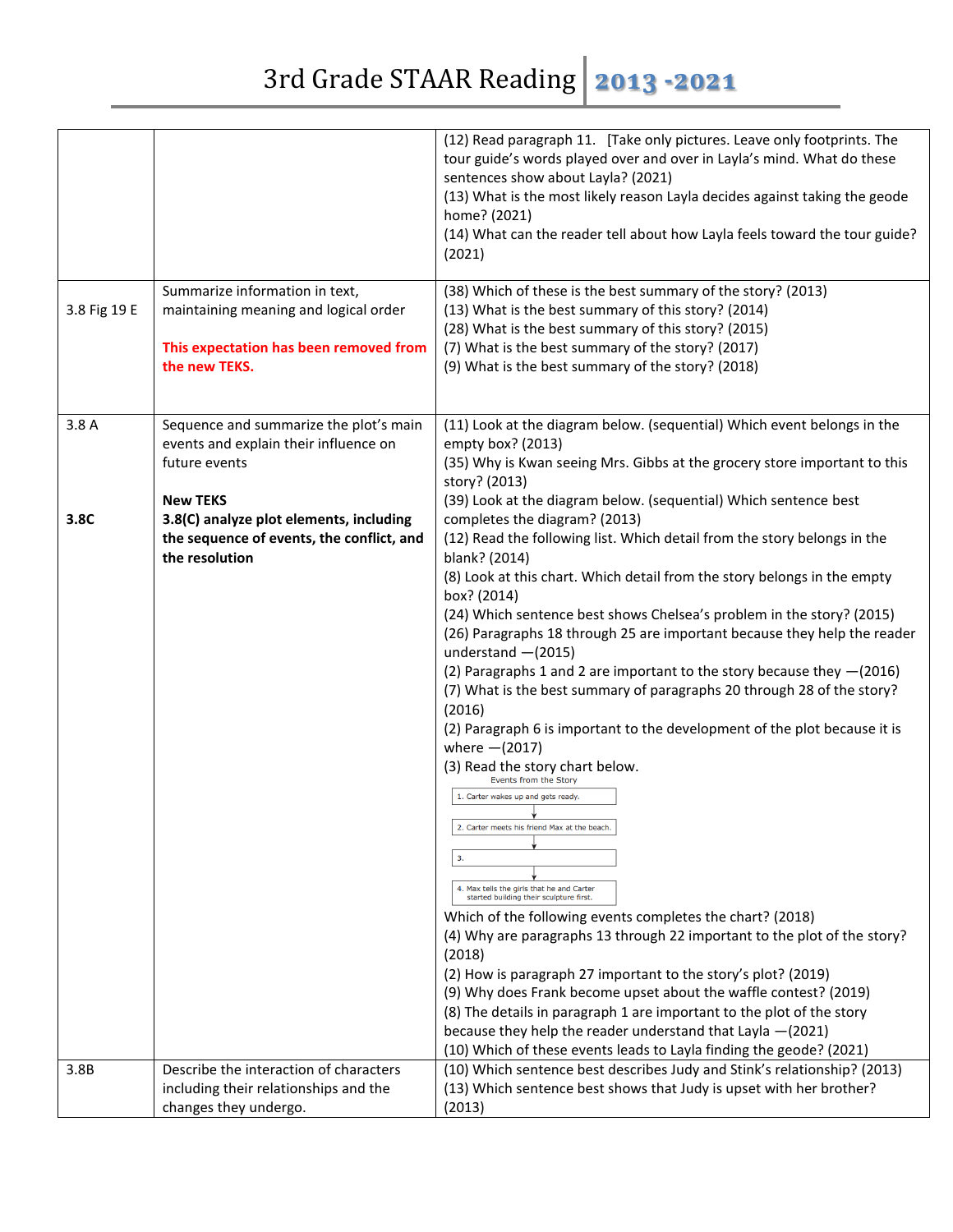# 3rd Grade STAAR Reading 2013 -2021

| | | |
|---|---|---|
| | | (12) Read paragraph 11. [Take only pictures. Leave only footprints. The tour guide's words played over and over in Layla's mind. What do these sentences show about Layla? (2021)<br>(13) What is the most likely reason Layla decides against taking the geode home? (2021)<br>(14) What can the reader tell about how Layla feels toward the tour guide? (2021) |
| 3.8 Fig 19 E | Summarize information in text, maintaining meaning and logical order<br><br>**This expectation has been removed from the new TEKS.** | (38) Which of these is the best summary of the story? (2013)<br>(13) What is the best summary of this story? (2014)<br>(28) What is the best summary of this story? (2015)<br>(7) What is the best summary of the story? (2017)<br>(9) What is the best summary of the story? (2018) |
| 3.8 A<br><br><br><br>**3.8C** | Sequence and summarize the plot's main events and explain their influence on future events<br><br>**New TEKS**<br>**3.8(C) analyze plot elements, including the sequence of events, the conflict, and the resolution** | (11) Look at the diagram below. (sequential) Which event belongs in the empty box? (2013)<br>(35) Why is Kwan seeing Mrs. Gibbs at the grocery store important to this story? (2013)<br>(39) Look at the diagram below. (sequential) Which sentence best completes the diagram? (2013)<br>(12) Read the following list. Which detail from the story belongs in the blank? (2014)<br>(8) Look at this chart. Which detail from the story belongs in the empty box? (2014)<br>(24) Which sentence best shows Chelsea's problem in the story? (2015)<br>(26) Paragraphs 18 through 25 are important because they help the reader understand —(2015)<br>(2) Paragraphs 1 and 2 are important to the story because they —(2016)<br>(7) What is the best summary of paragraphs 20 through 28 of the story? (2016)<br>(2) Paragraph 6 is important to the development of the plot because it is where —(2017)<br>(3) Read the story chart below.<br>Events from the Story<br>1. Carter wakes up and gets ready.<br>↓<br>2. Carter meets his friend Max at the beach.<br>↓<br>3.<br>↓<br>4. Max tells the girls that he and Carter started building their sculpture first.<br>Which of the following events completes the chart? (2018)<br>(4) Why are paragraphs 13 through 22 important to the plot of the story? (2018)<br>(2) How is paragraph 27 important to the story's plot? (2019)<br>(9) Why does Frank become upset about the waffle contest? (2019)<br>(8) The details in paragraph 1 are important to the plot of the story because they help the reader understand that Layla —(2021)<br>(10) Which of these events leads to Layla finding the geode? (2021) |
| 3.8B | Describe the interaction of characters including their relationships and the changes they undergo. | (10) Which sentence best describes Judy and Stink's relationship? (2013)<br>(13) Which sentence best shows that Judy is upset with her brother? (2013) |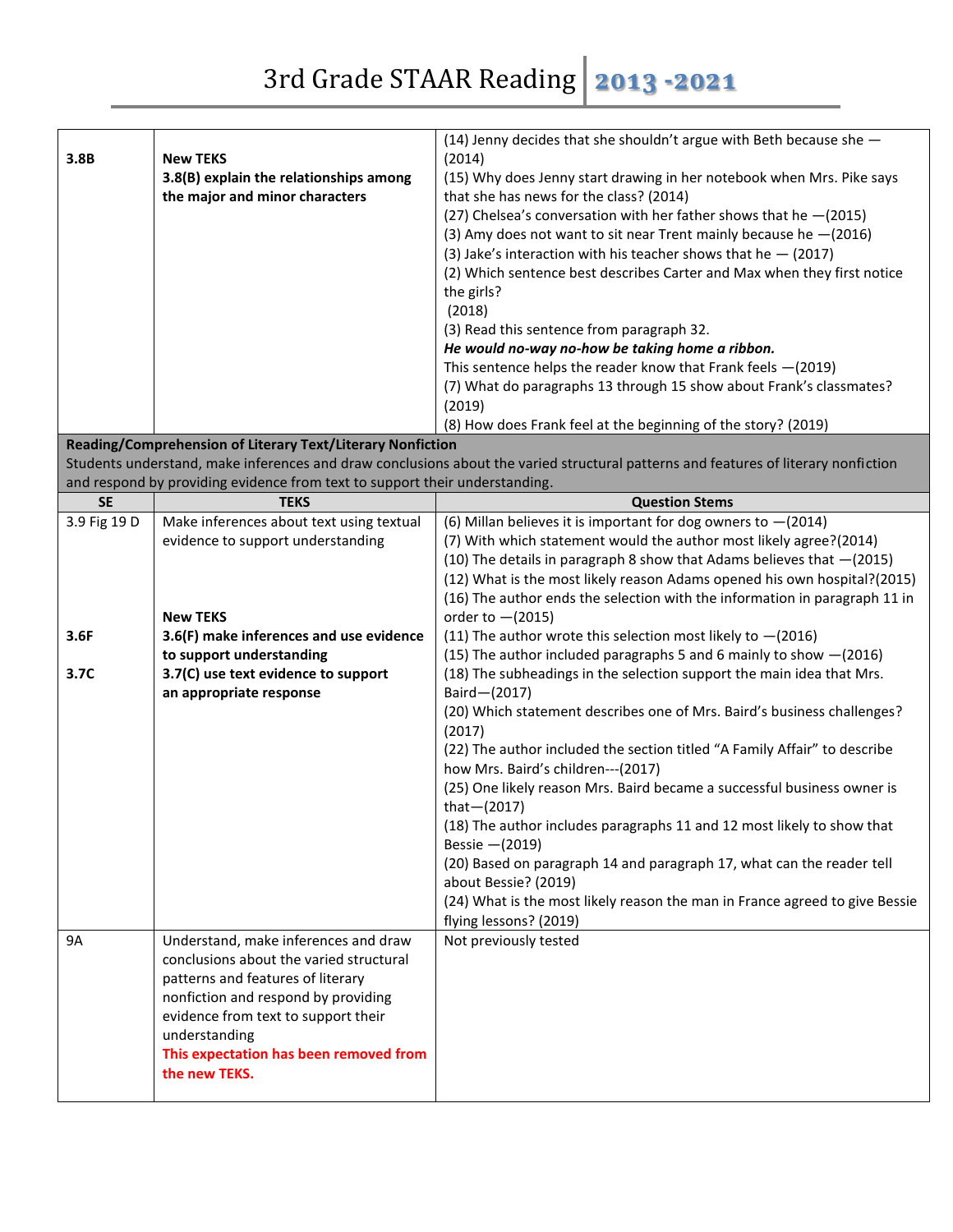# 3rd Grade STAAR Reading 2013 -2021

| | | |
|---|---|---|
| **3.8B** | **New TEKS**<br>**3.8(B) explain the relationships among the major and minor characters** | (14) Jenny decides that she shouldn't argue with Beth because she —(2014)<br>(15) Why does Jenny start drawing in her notebook when Mrs. Pike says that she has news for the class? (2014)<br>(27) Chelsea's conversation with her father shows that he —(2015)<br>(3) Amy does not want to sit near Trent mainly because he —(2016)<br>(3) Jake's interaction with his teacher shows that he — (2017)<br>(2) Which sentence best describes Carter and Max when they first notice the girls?<br>(2018)<br>(3) Read this sentence from paragraph 32.<br>***He would no-way no-how be taking home a ribbon.***<br>This sentence helps the reader know that Frank feels —(2019)<br>(7) What do paragraphs 13 through 15 show about Frank's classmates? (2019)<br>(8) How does Frank feel at the beginning of the story? (2019) |
| **Reading/Comprehension of Literary Text/Literary Nonfiction**<br>Students understand, make inferences and draw conclusions about the varied structural patterns and features of literary nonfiction and respond by providing evidence from text to support their understanding. | | |
| **SE** | **TEKS** | **Question Stems** |
| 3.9 Fig 19 D<br><br><br><br><br>**3.6F**<br><br>**3.7C** | Make inferences about text using textual evidence to support understanding<br><br><br>**New TEKS**<br>**3.6(F) make inferences and use evidence to support understanding**<br>**3.7(C) use text evidence to support an appropriate response** | (6) Millan believes it is important for dog owners to —(2014)<br>(7) With which statement would the author most likely agree?(2014)<br>(10) The details in paragraph 8 show that Adams believes that —(2015)<br>(12) What is the most likely reason Adams opened his own hospital?(2015)<br>(16) The author ends the selection with the information in paragraph 11 in order to —(2015)<br>(11) The author wrote this selection most likely to —(2016)<br>(15) The author included paragraphs 5 and 6 mainly to show —(2016)<br>(18) The subheadings in the selection support the main idea that Mrs. Baird—(2017)<br>(20) Which statement describes one of Mrs. Baird's business challenges? (2017)<br>(22) The author included the section titled "A Family Affair" to describe how Mrs. Baird's children---(2017)<br>(25) One likely reason Mrs. Baird became a successful business owner is that—(2017)<br>(18) The author includes paragraphs 11 and 12 most likely to show that Bessie —(2019)<br>(20) Based on paragraph 14 and paragraph 17, what can the reader tell about Bessie? (2019)<br>(24) What is the most likely reason the man in France agreed to give Bessie flying lessons? (2019) |
| 9A | Understand, make inferences and draw conclusions about the varied structural patterns and features of literary nonfiction and respond by providing evidence from text to support their understanding<br>This expectation has been removed from the new TEKS. | Not previously tested |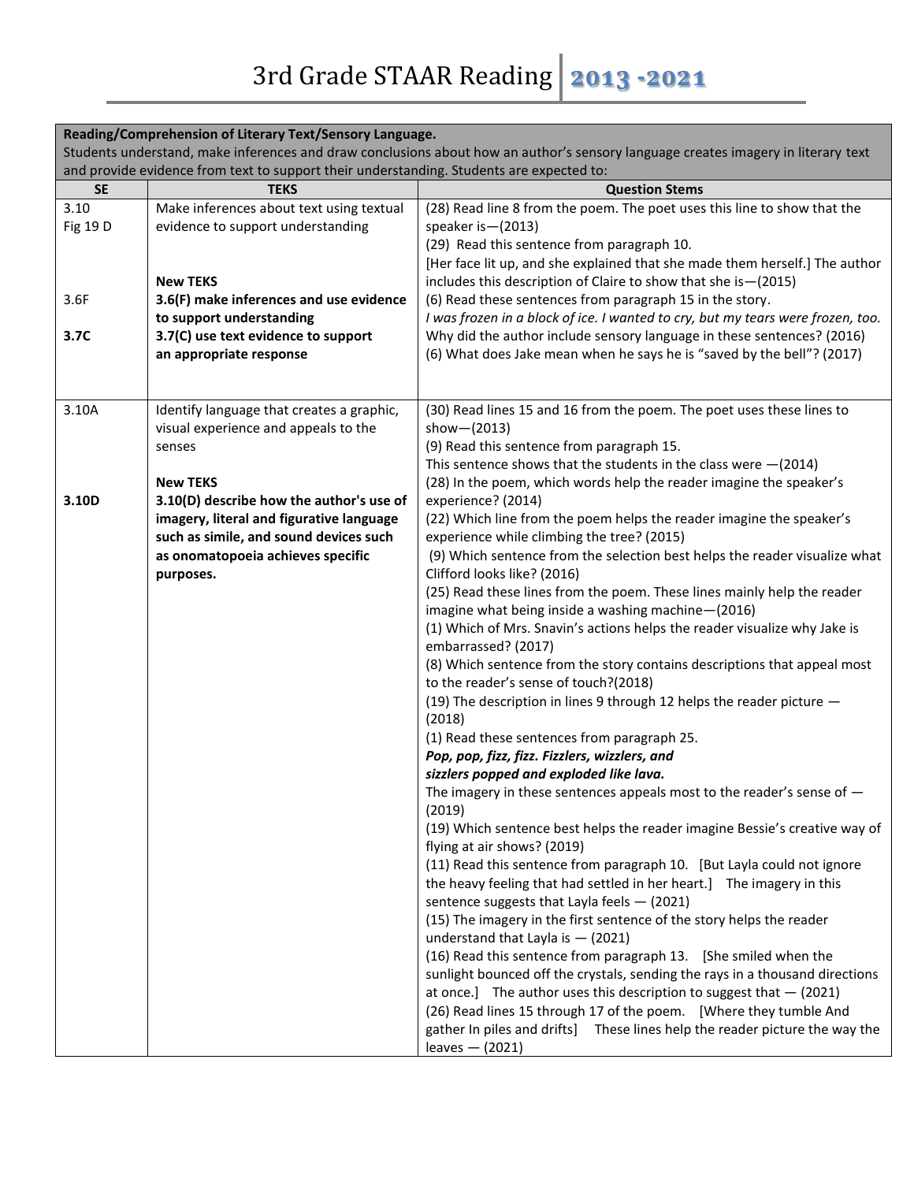# 3rd Grade STAAR Reading | 2013 -2021

| Reading/Comprehension of Literary Text/Sensory Language. Students understand, make inferences and draw conclusions about how an author's sensory language creates imagery in literary text and provide evidence from text to support their understanding. Students are expected to: | | |
|---|---|---|
| **SE** | **TEKS** | **Question Stems** |
| 3.10<br>Fig 19 D<br><br><br>3.6F<br><br>**3.7C** | Make inferences about text using textual evidence to support understanding<br><br>**New TEKS**<br>**3.6(F) make inferences and use evidence to support understanding**<br>**3.7(C) use text evidence to support an appropriate response** | (28) Read line 8 from the poem. The poet uses this line to show that the speaker is—(2013)<br>(29) Read this sentence from paragraph 10.<br>[Her face lit up, and she explained that she made them herself.] The author includes this description of Claire to show that she is—(2015)<br>(6) Read these sentences from paragraph 15 in the story.<br>*I was frozen in a block of ice. I wanted to cry, but my tears were frozen, too.* Why did the author include sensory language in these sentences? (2016)<br>(6) What does Jake mean when he says he is "saved by the bell"? (2017) |
| 3.10A<br><br><br><br>**3.10D** | Identify language that creates a graphic, visual experience and appeals to the senses<br><br>**New TEKS**<br>**3.10(D) describe how the author's use of imagery, literal and figurative language such as simile, and sound devices such as onomatopoeia achieves specific purposes.** | (30) Read lines 15 and 16 from the poem. The poet uses these lines to show—(2013)<br>(9) Read this sentence from paragraph 15.<br>This sentence shows that the students in the class were —(2014)<br>(28) In the poem, which words help the reader imagine the speaker's experience? (2014)<br>(22) Which line from the poem helps the reader imagine the speaker's experience while climbing the tree? (2015)<br>(9) Which sentence from the selection best helps the reader visualize what Clifford looks like? (2016)<br>(25) Read these lines from the poem. These lines mainly help the reader imagine what being inside a washing machine—(2016)<br>(1) Which of Mrs. Snavin's actions helps the reader visualize why Jake is embarrassed? (2017)<br>(8) Which sentence from the story contains descriptions that appeal most to the reader's sense of touch?(2018)<br>(19) The description in lines 9 through 12 helps the reader picture — (2018)<br>(1) Read these sentences from paragraph 25.<br>***Pop, pop, fizz, fizz. Fizzlers, wizzlers, and sizzlers popped and exploded like lava.***<br>The imagery in these sentences appeals most to the reader's sense of — (2019)<br>(19) Which sentence best helps the reader imagine Bessie's creative way of flying at air shows? (2019)<br>(11) Read this sentence from paragraph 10. [But Layla could not ignore the heavy feeling that had settled in her heart.] The imagery in this sentence suggests that Layla feels — (2021)<br>(15) The imagery in the first sentence of the story helps the reader understand that Layla is — (2021)<br>(16) Read this sentence from paragraph 13. [She smiled when the sunlight bounced off the crystals, sending the rays in a thousand directions at once.] The author uses this description to suggest that — (2021)<br>(26) Read lines 15 through 17 of the poem. [Where they tumble And gather In piles and drifts] These lines help the reader picture the way the leaves — (2021) |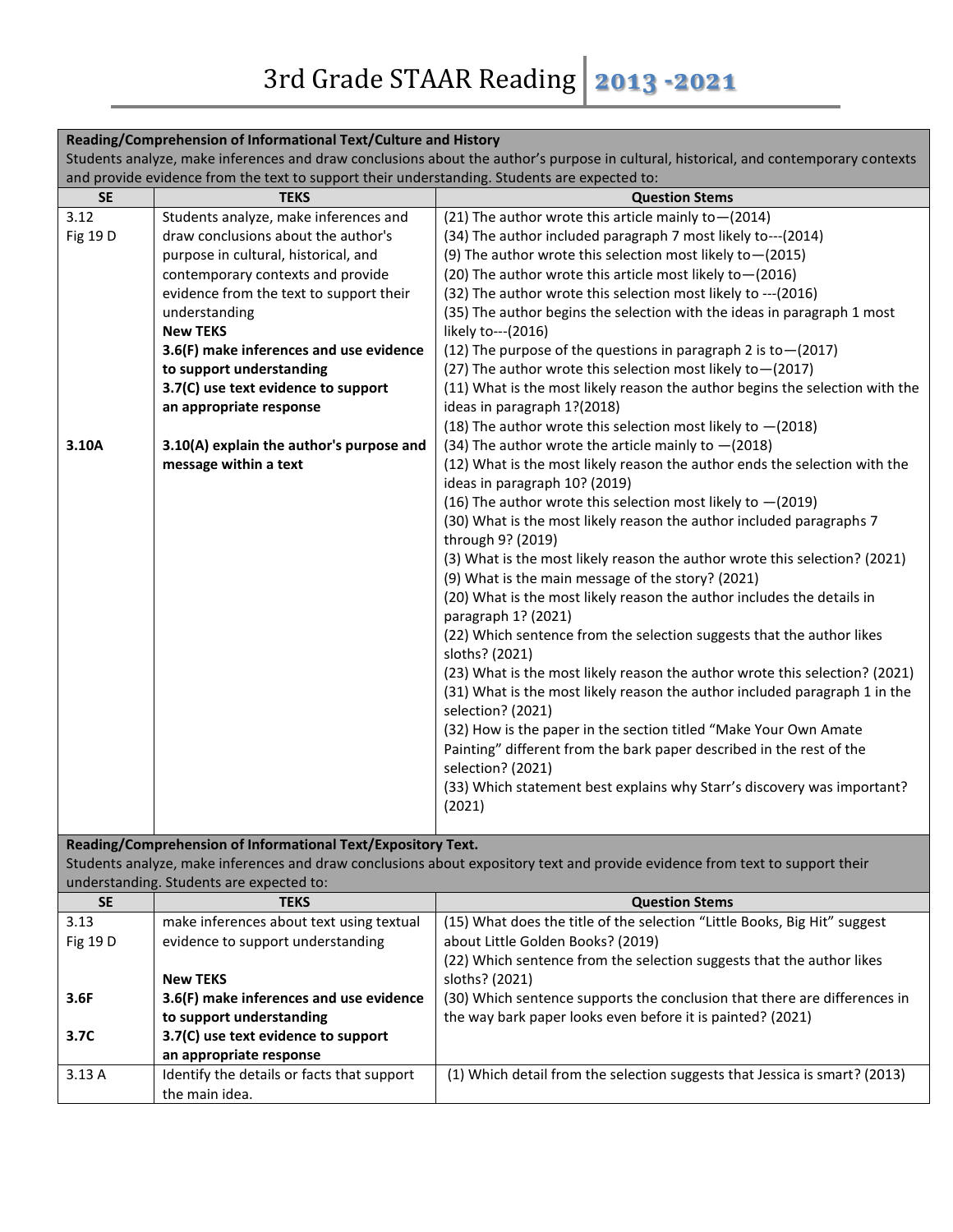# 3rd Grade STAAR Reading 2013 -2021

| SE | TEKS | Question Stems |
|---|---|---|
| **Reading/Comprehension of Informational Text/Culture and History** Students analyze, make inferences and draw conclusions about the author's purpose in cultural, historical, and contemporary contexts and provide evidence from the text to support their understanding. Students are expected to: | | |
| 3.12<br>Fig 19 D<br><br><br><br><br><br><br><br><br><br><br>**3.10A** | Students analyze, make inferences and draw conclusions about the author's purpose in cultural, historical, and contemporary contexts and provide evidence from the text to support their understanding<br>**New TEKS**<br>**3.6(F) make inferences and use evidence to support understanding**<br>**3.7(C) use text evidence to support an appropriate response**<br><br>**3.10(A) explain the author's purpose and message within a text** | (21) The author wrote this article mainly to—(2014)<br>(34) The author included paragraph 7 most likely to---(2014)<br>(9) The author wrote this selection most likely to—(2015)<br>(20) The author wrote this article most likely to—(2016)<br>(32) The author wrote this selection most likely to ---(2016)<br>(35) The author begins the selection with the ideas in paragraph 1 most likely to---(2016)<br>(12) The purpose of the questions in paragraph 2 is to—(2017)<br>(27) The author wrote this selection most likely to—(2017)<br>(11) What is the most likely reason the author begins the selection with the ideas in paragraph 1?(2018)<br>(18) The author wrote this selection most likely to —(2018)<br>(34) The author wrote the article mainly to —(2018)<br>(12) What is the most likely reason the author ends the selection with the ideas in paragraph 10? (2019)<br>(16) The author wrote this selection most likely to —(2019)<br>(30) What is the most likely reason the author included paragraphs 7 through 9? (2019)<br>(3) What is the most likely reason the author wrote this selection? (2021)<br>(9) What is the main message of the story? (2021)<br>(20) What is the most likely reason the author includes the details in paragraph 1? (2021)<br>(22) Which sentence from the selection suggests that the author likes sloths? (2021)<br>(23) What is the most likely reason the author wrote this selection? (2021)<br>(31) What is the most likely reason the author included paragraph 1 in the selection? (2021)<br>(32) How is the paper in the section titled "Make Your Own Amate Painting" different from the bark paper described in the rest of the selection? (2021)<br>(33) Which statement best explains why Starr's discovery was important? (2021) |
| **Reading/Comprehension of Informational Text/Expository Text.** Students analyze, make inferences and draw conclusions about expository text and provide evidence from text to support their understanding. Students are expected to: | | |
| **SE** | **TEKS** | **Question Stems** |
| 3.13<br>Fig 19 D<br><br><br>**3.6F**<br><br>**3.7C** | make inferences about text using textual evidence to support understanding<br><br>**New TEKS**<br>**3.6(F) make inferences and use evidence to support understanding**<br>**3.7(C) use text evidence to support an appropriate response** | (15) What does the title of the selection "Little Books, Big Hit" suggest about Little Golden Books? (2019)<br>(22) Which sentence from the selection suggests that the author likes sloths? (2021)<br>(30) Which sentence supports the conclusion that there are differences in the way bark paper looks even before it is painted? (2021) |
| 3.13 A | Identify the details or facts that support the main idea. | (1) Which detail from the selection suggests that Jessica is smart? (2013) |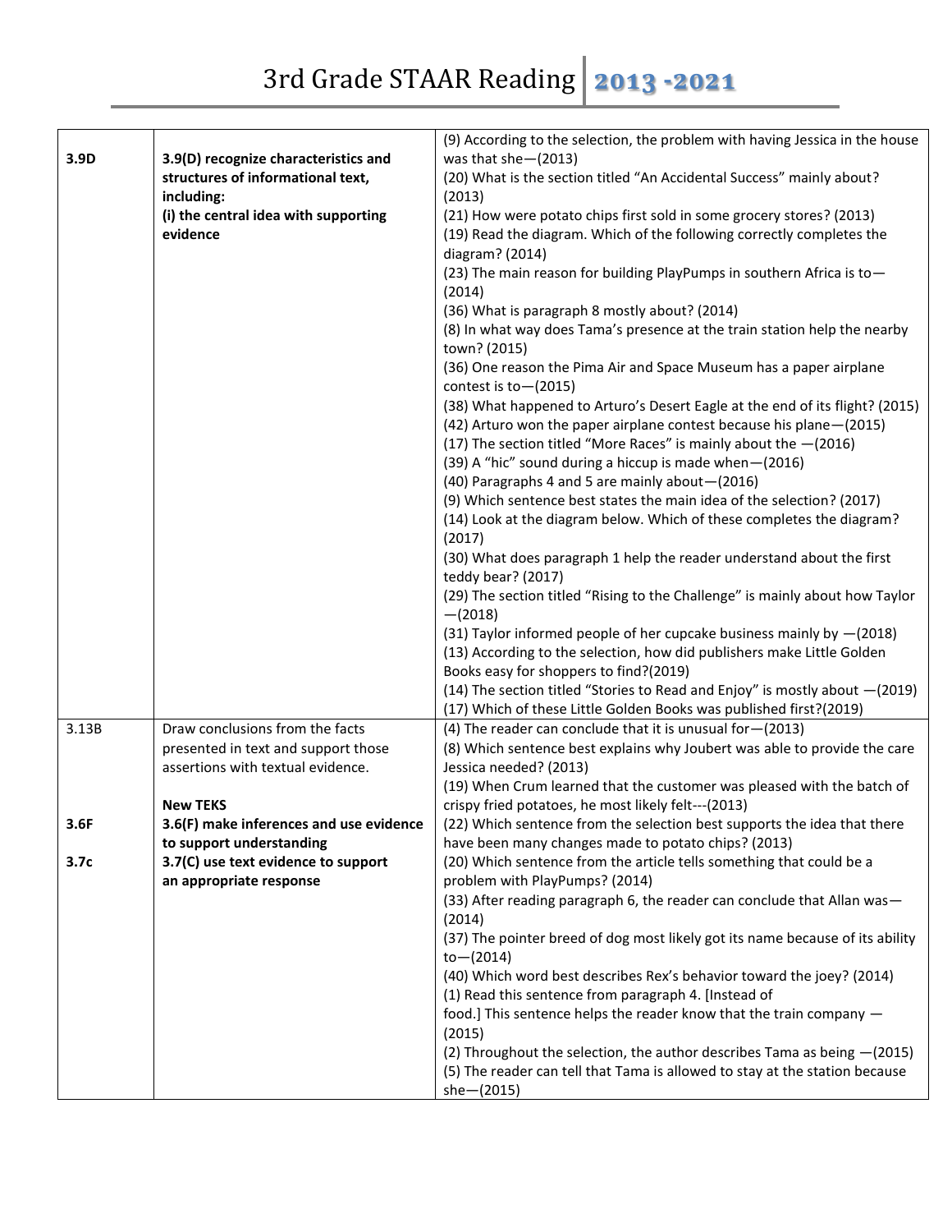# 3rd Grade STAAR Reading 2013 -2021

| | | |
|---|---|---|
| **3.9D** | **3.9(D) recognize characteristics and structures of informational text, including:** <br> **(i) the central idea with supporting evidence** | (9) According to the selection, the problem with having Jessica in the house was that she—(2013) <br> (20) What is the section titled "An Accidental Success" mainly about? (2013) <br> (21) How were potato chips first sold in some grocery stores? (2013) <br> (19) Read the diagram. Which of the following correctly completes the diagram? (2014) <br> (23) The main reason for building PlayPumps in southern Africa is to—(2014) <br> (36) What is paragraph 8 mostly about? (2014) <br> (8) In what way does Tama's presence at the train station help the nearby town? (2015) <br> (36) One reason the Pima Air and Space Museum has a paper airplane contest is to—(2015) <br> (38) What happened to Arturo's Desert Eagle at the end of its flight? (2015) <br> (42) Arturo won the paper airplane contest because his plane—(2015) <br> (17) The section titled "More Races" is mainly about the —(2016) <br> (39) A "hic" sound during a hiccup is made when—(2016) <br> (40) Paragraphs 4 and 5 are mainly about—(2016) <br> (9) Which sentence best states the main idea of the selection? (2017) <br> (14) Look at the diagram below. Which of these completes the diagram? (2017) <br> (30) What does paragraph 1 help the reader understand about the first teddy bear? (2017) <br> (29) The section titled "Rising to the Challenge" is mainly about how Taylor —(2018) <br> (31) Taylor informed people of her cupcake business mainly by —(2018) <br> (13) According to the selection, how did publishers make Little Golden Books easy for shoppers to find?(2019) <br> (14) The section titled "Stories to Read and Enjoy" is mostly about —(2019) <br> (17) Which of these Little Golden Books was published first?(2019) |
| 3.13B <br><br><br><br> **3.6F** <br><br> **3.7c** | Draw conclusions from the facts presented in text and support those assertions with textual evidence. <br><br> **New TEKS** <br> **3.6(F) make inferences and use evidence to support understanding** <br> **3.7(C) use text evidence to support an appropriate response** | (4) The reader can conclude that it is unusual for—(2013) <br> (8) Which sentence best explains why Joubert was able to provide the care Jessica needed? (2013) <br> (19) When Crum learned that the customer was pleased with the batch of crispy fried potatoes, he most likely felt---(2013) <br> (22) Which sentence from the selection best supports the idea that there have been many changes made to potato chips? (2013) <br> (20) Which sentence from the article tells something that could be a problem with PlayPumps? (2014) <br> (33) After reading paragraph 6, the reader can conclude that Allan was—(2014) <br> (37) The pointer breed of dog most likely got its name because of its ability to—(2014) <br> (40) Which word best describes Rex's behavior toward the joey? (2014) <br> (1) Read this sentence from paragraph 4. [Instead of food.] This sentence helps the reader know that the train company —(2015) <br> (2) Throughout the selection, the author describes Tama as being —(2015) <br> (5) The reader can tell that Tama is allowed to stay at the station because she—(2015) |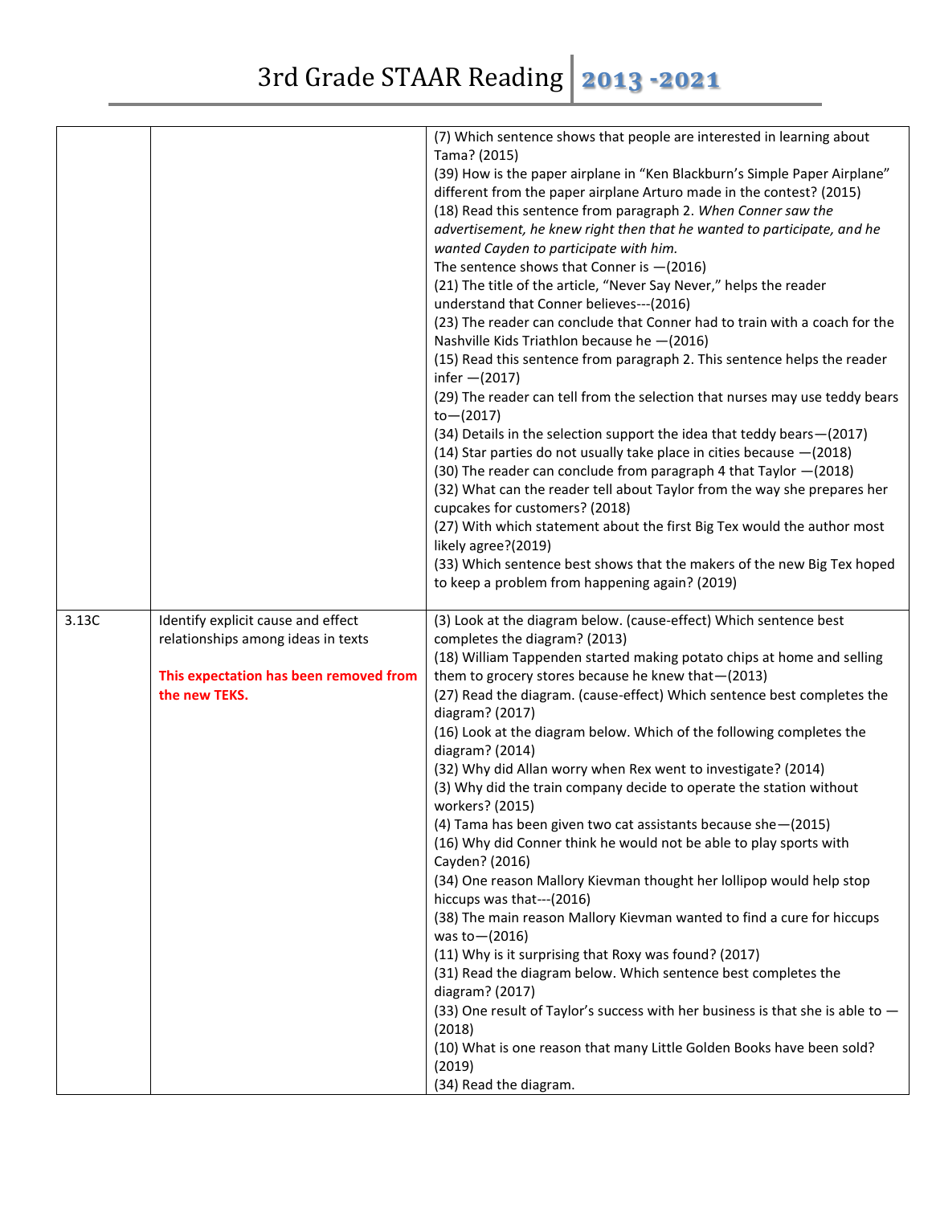| | | |
|---|---|---|
| | | (7) Which sentence shows that people are interested in learning about Tama? (2015)<br>(39) How is the paper airplane in "Ken Blackburn's Simple Paper Airplane" different from the paper airplane Arturo made in the contest? (2015)<br>(18) Read this sentence from paragraph 2. *When Conner saw the advertisement, he knew right then that he wanted to participate, and he wanted Cayden to participate with him.*<br>The sentence shows that Conner is —(2016)<br>(21) The title of the article, "Never Say Never," helps the reader understand that Conner believes---(2016)<br>(23) The reader can conclude that Conner had to train with a coach for the Nashville Kids Triathlon because he —(2016)<br>(15) Read this sentence from paragraph 2. This sentence helps the reader infer —(2017)<br>(29) The reader can tell from the selection that nurses may use teddy bears to—(2017)<br>(34) Details in the selection support the idea that teddy bears—(2017)<br>(14) Star parties do not usually take place in cities because —(2018)<br>(30) The reader can conclude from paragraph 4 that Taylor —(2018)<br>(32) What can the reader tell about Taylor from the way she prepares her cupcakes for customers? (2018)<br>(27) With which statement about the first Big Tex would the author most likely agree?(2019)<br>(33) Which sentence best shows that the makers of the new Big Tex hoped to keep a problem from happening again? (2019) |
| 3.13C | Identify explicit cause and effect relationships among ideas in texts<br><br>**This expectation has been removed from the new TEKS.** | (3) Look at the diagram below. (cause-effect) Which sentence best completes the diagram? (2013)<br>(18) William Tappenden started making potato chips at home and selling them to grocery stores because he knew that—(2013)<br>(27) Read the diagram. (cause-effect) Which sentence best completes the diagram? (2017)<br>(16) Look at the diagram below. Which of the following completes the diagram? (2014)<br>(32) Why did Allan worry when Rex went to investigate? (2014)<br>(3) Why did the train company decide to operate the station without workers? (2015)<br>(4) Tama has been given two cat assistants because she—(2015)<br>(16) Why did Conner think he would not be able to play sports with Cayden? (2016)<br>(34) One reason Mallory Kievman thought her lollipop would help stop hiccups was that---(2016)<br>(38) The main reason Mallory Kievman wanted to find a cure for hiccups was to—(2016)<br>(11) Why is it surprising that Roxy was found? (2017)<br>(31) Read the diagram below. Which sentence best completes the diagram? (2017)<br>(33) One result of Taylor's success with her business is that she is able to —(2018)<br>(10) What is one reason that many Little Golden Books have been sold? (2019)<br>(34) Read the diagram. |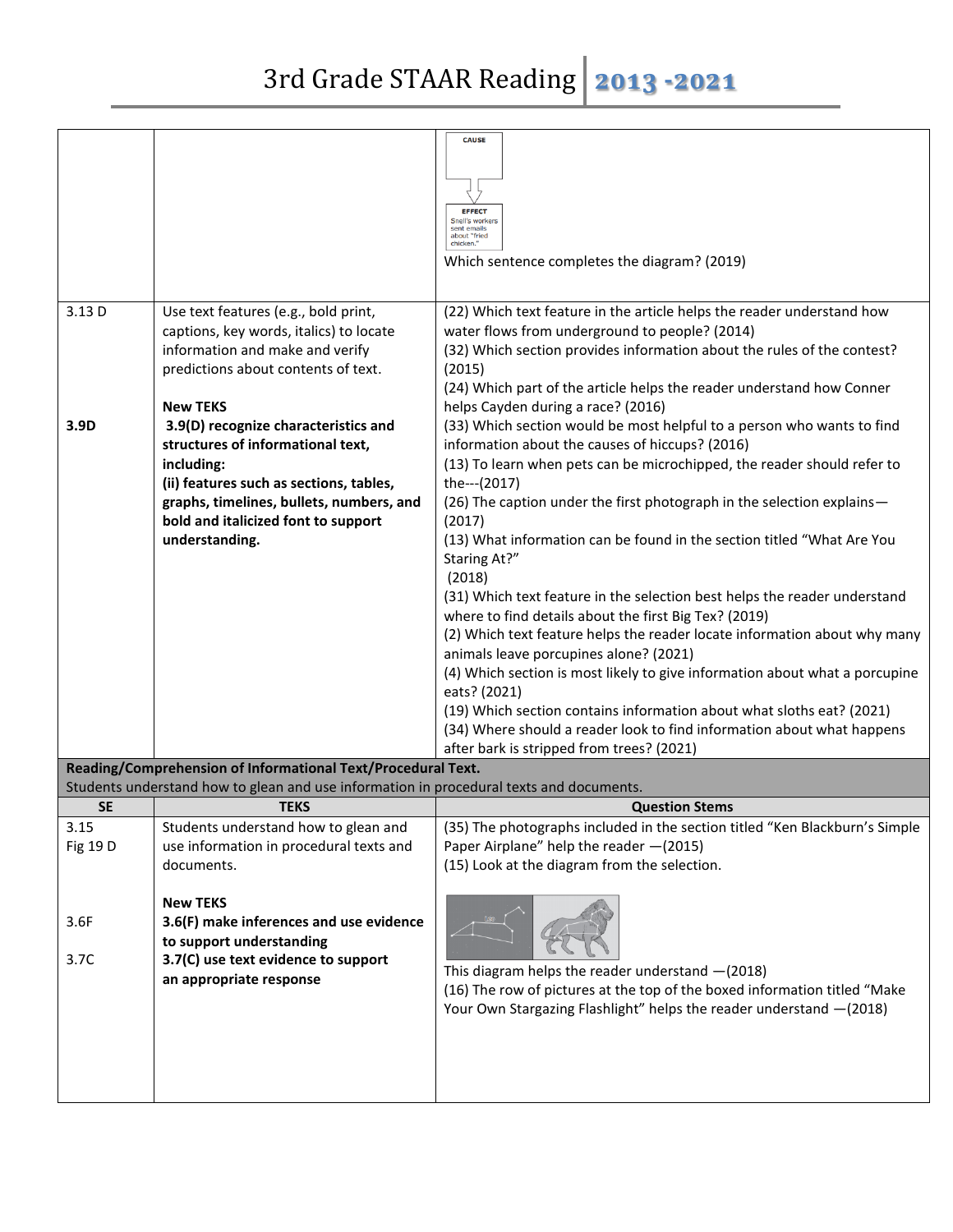# 3rd Grade STAAR Reading 2013 -2021

| | | |
|---|---|---|
| | | CAUSE<br>EFFECT<br>Snell's workers sent emails about "fried chicken."<br>Which sentence completes the diagram? (2019) |
| 3.13 D<br><br>3.9D | Use text features (e.g., bold print, captions, key words, italics) to locate information and make and verify predictions about contents of text.<br><br>**New TEKS**<br>**3.9(D) recognize characteristics and structures of informational text, including:**<br>**(ii) features such as sections, tables, graphs, timelines, bullets, numbers, and bold and italicized font to support understanding.** | (22) Which text feature in the article helps the reader understand how water flows from underground to people? (2014)<br>(32) Which section provides information about the rules of the contest? (2015)<br>(24) Which part of the article helps the reader understand how Conner helps Cayden during a race? (2016)<br>(33) Which section would be most helpful to a person who wants to find information about the causes of hiccups? (2016)<br>(13) To learn when pets can be microchipped, the reader should refer to the---(2017)<br>(26) The caption under the first photograph in the selection explains—(2017)<br>(13) What information can be found in the section titled "What Are You Staring At?" (2018)<br>(31) Which text feature in the selection best helps the reader understand where to find details about the first Big Tex? (2019)<br>(2) Which text feature helps the reader locate information about why many animals leave porcupines alone? (2021)<br>(4) Which section is most likely to give information about what a porcupine eats? (2021)<br>(19) Which section contains information about what sloths eat? (2021)<br>(34) Where should a reader look to find information about what happens after bark is stripped from trees? (2021) |
| **Reading/Comprehension of Informational Text/Procedural Text.**<br>Students understand how to glean and use information in procedural texts and documents. | | |
| **SE** | **TEKS** | **Question Stems** |
| 3.15<br>Fig 19 D<br><br>3.6F<br><br>3.7C | Students understand how to glean and use information in procedural texts and documents.<br><br>**New TEKS**<br>**3.6(F) make inferences and use evidence to support understanding**<br>**3.7(C) use text evidence to support an appropriate response** | (35) The photographs included in the section titled "Ken Blackburn's Simple Paper Airplane" help the reader —(2015)<br>(15) Look at the diagram from the selection.<br>This diagram helps the reader understand —(2018)<br>(16) The row of pictures at the top of the boxed information titled "Make Your Own Stargazing Flashlight" helps the reader understand —(2018) |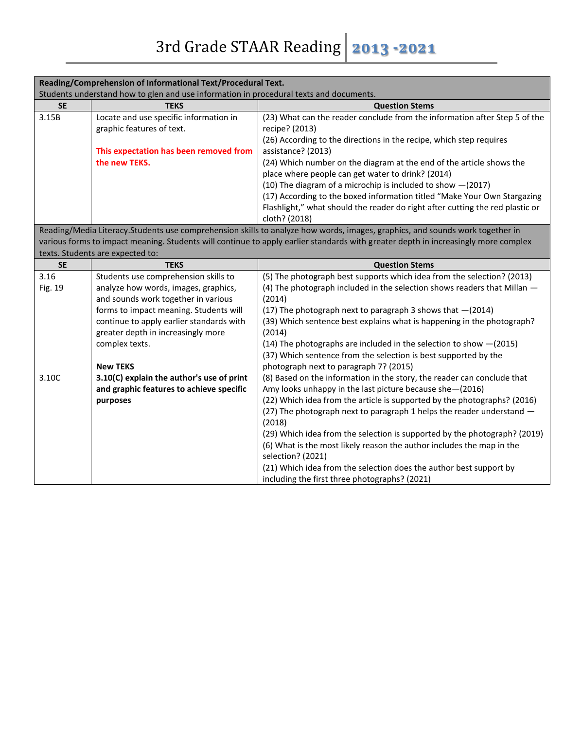# 3rd Grade STAAR Reading 2013 -2021

| SE | TEKS | Question Stems |
|---|---|---|
| **Reading/Comprehension of Informational Text/Procedural Text.** Students understand how to glen and use information in procedural texts and documents. | | |
| 3.15B | Locate and use specific information in graphic features of text.<br><br>**This expectation has been removed from the new TEKS.** | (23) What can the reader conclude from the information after Step 5 of the recipe? (2013)<br>(26) According to the directions in the recipe, which step requires assistance? (2013)<br>(24) Which number on the diagram at the end of the article shows the place where people can get water to drink? (2014)<br>(10) The diagram of a microchip is included to show —(2017)<br>(17) According to the boxed information titled "Make Your Own Stargazing Flashlight," what should the reader do right after cutting the red plastic or cloth? (2018) |
| Reading/Media Literacy.Students use comprehension skills to analyze how words, images, graphics, and sounds work together in various forms to impact meaning. Students will continue to apply earlier standards with greater depth in increasingly more complex texts. Students are expected to: | | |
| **SE** | **TEKS** | **Question Stems** |
| 3.16<br>Fig. 19<br><br><br><br><br><br><br>3.10C | Students use comprehension skills to analyze how words, images, graphics, and sounds work together in various forms to impact meaning. Students will continue to apply earlier standards with greater depth in increasingly more complex texts.<br><br>**New TEKS**<br>**3.10(C) explain the author's use of print and graphic features to achieve specific purposes** | (5) The photograph best supports which idea from the selection? (2013)<br>(4) The photograph included in the selection shows readers that Millan —(2014)<br>(17) The photograph next to paragraph 3 shows that —(2014)<br>(39) Which sentence best explains what is happening in the photograph? (2014)<br>(14) The photographs are included in the selection to show —(2015)<br>(37) Which sentence from the selection is best supported by the photograph next to paragraph 7? (2015)<br>(8) Based on the information in the story, the reader can conclude that Amy looks unhappy in the last picture because she—(2016)<br>(22) Which idea from the article is supported by the photographs? (2016)<br>(27) The photograph next to paragraph 1 helps the reader understand —(2018)<br>(29) Which idea from the selection is supported by the photograph? (2019)<br>(6) What is the most likely reason the author includes the map in the selection? (2021)<br>(21) Which idea from the selection does the author best support by including the first three photographs? (2021) |